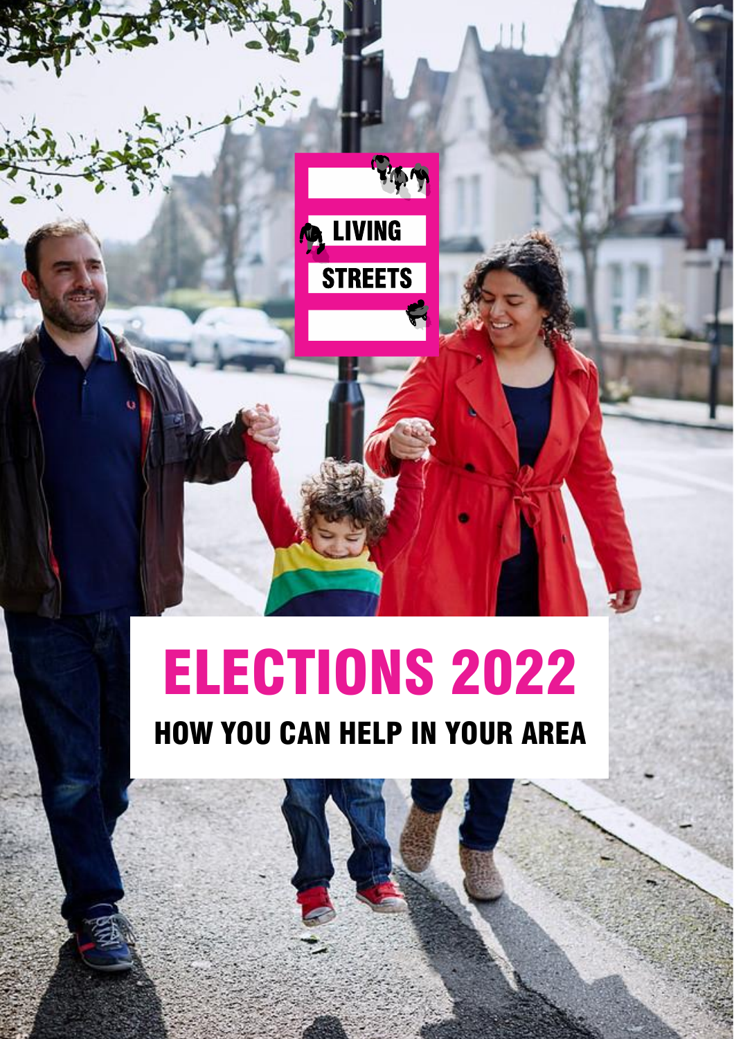LIVING STREETS

# ELECTIONS 2022

## HOW YOU CAN HELP IN YOUR AREA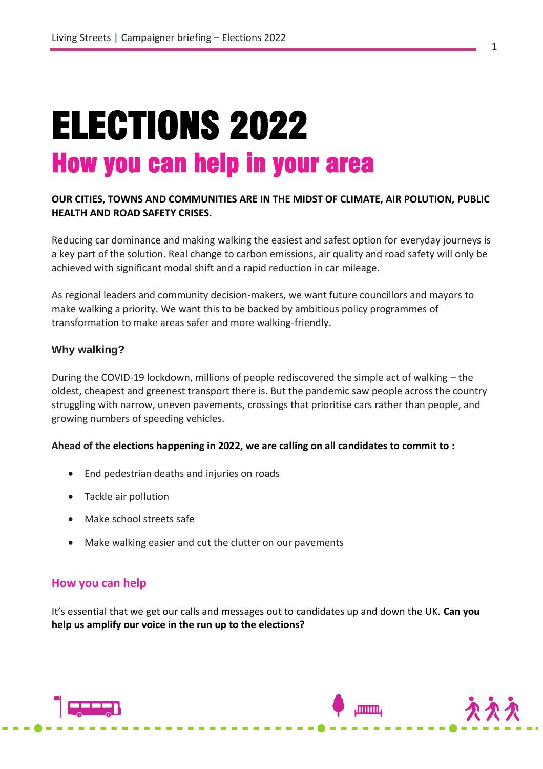# ELECTIONS 2022

## How you can help in your area

**OUR CITIES, TOWNS AND COMMUNITIES ARE IN THE MIDST OF CLIMATE, AIR POLUTION, PUBLIC HEALTH AND ROAD SAFETY CRISES.**

Reducing car dominance and making walking the easiest and safest option for everyday journeys is a key part of the solution. Real change to carbon emissions, air quality and road safety will only be achieved with significant modal shift and a rapid reduction in car mileage.

As regional leaders and community decision-makers, we want future councillors and mayors to make walking a priority. We want this to be backed by ambitious policy programmes of transformation to make areas safer and more walking-friendly.

### Why walking?

During the COVID-19 lockdown, millions of people rediscovered the simple act of walking – the oldest, cheapest and greenest transport there is. But the pandemic saw people across the country struggling with narrow, uneven pavements, crossings that prioritise cars rather than people, and growing numbers of speeding vehicles.

**Ahead of the elections happening in 2022, we are calling on all candidates to commit to :**

- End pedestrian deaths and injuries on roads
- Tackle air pollution
- Make school streets safe
- Make walking easier and cut the clutter on our pavements

### How you can help

It's essential that we get our calls and messages out to candidates up and down the UK. **Can you help us amplify our voice in the run up to the elections?**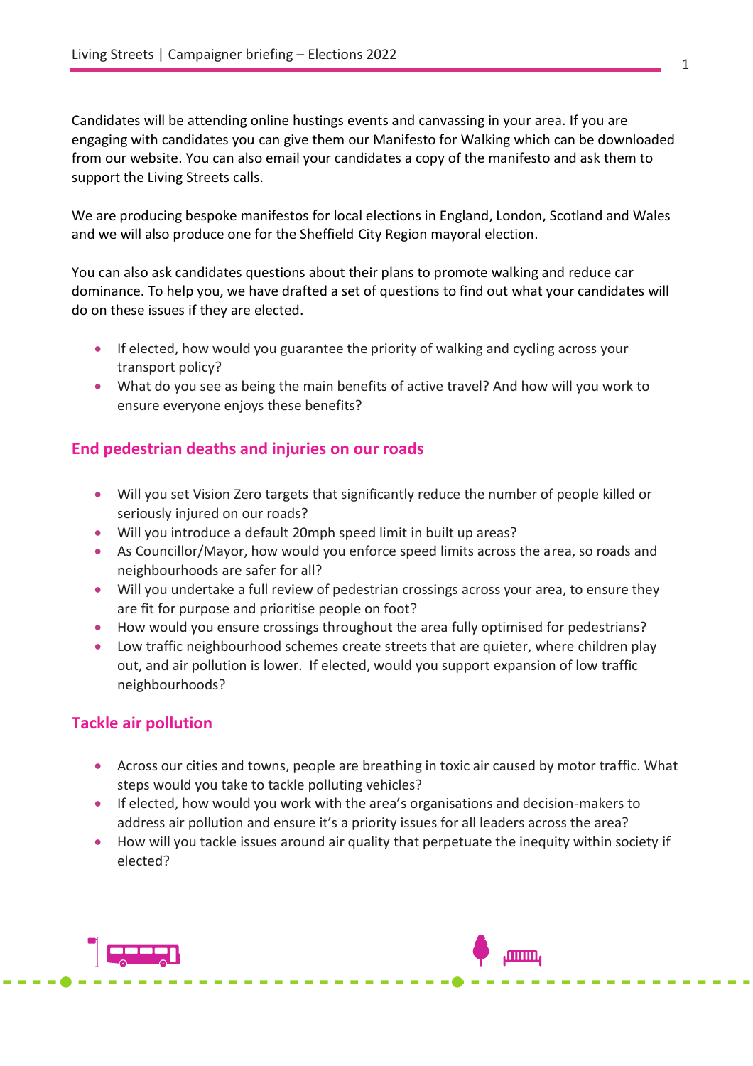Candidates will be attending online hustings events and canvassing in your area. If you are engaging with candidates you can give them our Manifesto for Walking which can be downloaded from our website. You can also email your candidates a copy of the manifesto and ask them to support the Living Streets calls.

We are producing bespoke manifestos for local elections in England, London, Scotland and Wales and we will also produce one for the Sheffield City Region mayoral election.

You can also ask candidates questions about their plans to promote walking and reduce car dominance. To help you, we have drafted a set of questions to find out what your candidates will do on these issues if they are elected.

- If elected, how would you guarantee the priority of walking and cycling across your transport policy?
- What do you see as being the main benefits of active travel? And how will you work to ensure everyone enjoys these benefits?

## End pedestrian deaths and injuries on our roads

- Will you set Vision Zero targets that significantly reduce the number of people killed or seriously injured on our roads?
- Will you introduce a default 20mph speed limit in built up areas?
- As Councillor/Mayor, how would you enforce speed limits across the area, so roads and neighbourhoods are safer for all?
- Will you undertake a full review of pedestrian crossings across your area, to ensure they are fit for purpose and prioritise people on foot?
- How would you ensure crossings throughout the area fully optimised for pedestrians?
- Low traffic neighbourhood schemes create streets that are quieter, where children play out, and air pollution is lower. If elected, would you support expansion of low traffic neighbourhoods?

## Tackle air pollution

- Across our cities and towns, people are breathing in toxic air caused by motor traffic. What steps would you take to tackle polluting vehicles?
- If elected, how would you work with the area's organisations and decision-makers to address air pollution and ensure it's a priority issues for all leaders across the area?
- How will you tackle issues around air quality that perpetuate the inequity within society if elected?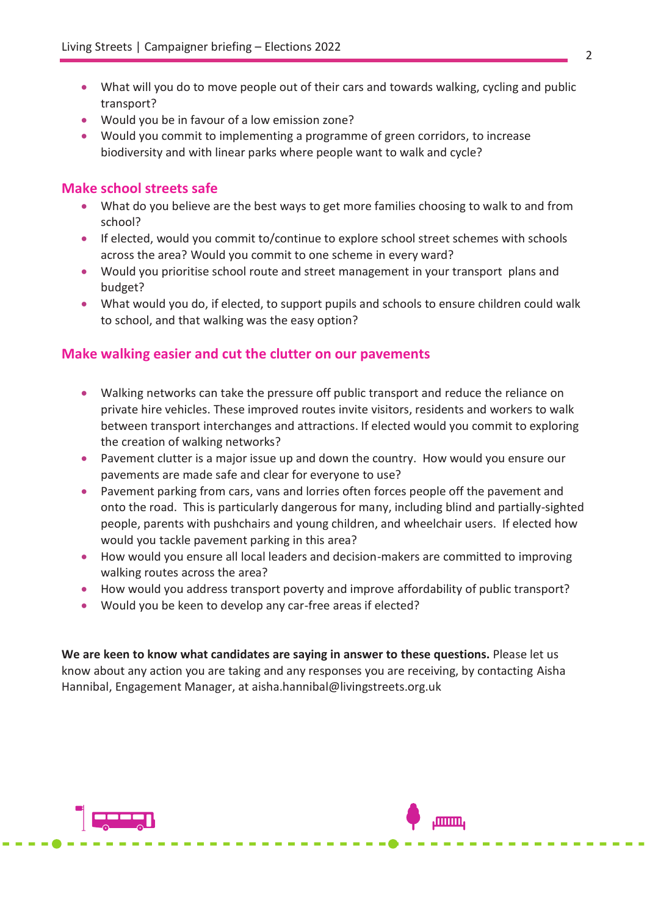- What will you do to move people out of their cars and towards walking, cycling and public transport?
- Would you be in favour of a low emission zone?
- Would you commit to implementing a programme of green corridors, to increase biodiversity and with linear parks where people want to walk and cycle?

## Make school streets safe

- What do you believe are the best ways to get more families choosing to walk to and from school?
- If elected, would you commit to/continue to explore school street schemes with schools across the area? Would you commit to one scheme in every ward?
- Would you prioritise school route and street management in your transport plans and budget?
- What would you do, if elected, to support pupils and schools to ensure children could walk to school, and that walking was the easy option?

## Make walking easier and cut the clutter on our pavements

- Walking networks can take the pressure off public transport and reduce the reliance on private hire vehicles. These improved routes invite visitors, residents and workers to walk between transport interchanges and attractions. If elected would you commit to exploring the creation of walking networks?
- Pavement clutter is a major issue up and down the country. How would you ensure our pavements are made safe and clear for everyone to use?
- Pavement parking from cars, vans and lorries often forces people off the pavement and onto the road. This is particularly dangerous for many, including blind and partially-sighted people, parents with pushchairs and young children, and wheelchair users. If elected how would you tackle pavement parking in this area?
- How would you ensure all local leaders and decision-makers are committed to improving walking routes across the area?
- How would you address transport poverty and improve affordability of public transport?
- Would you be keen to develop any car-free areas if elected?

**We are keen to know what candidates are saying in answer to these questions.** Please let us know about any action you are taking and any responses you are receiving, by contacting Aisha Hannibal, Engagement Manager, at aisha.hannibal@livingstreets.org.uk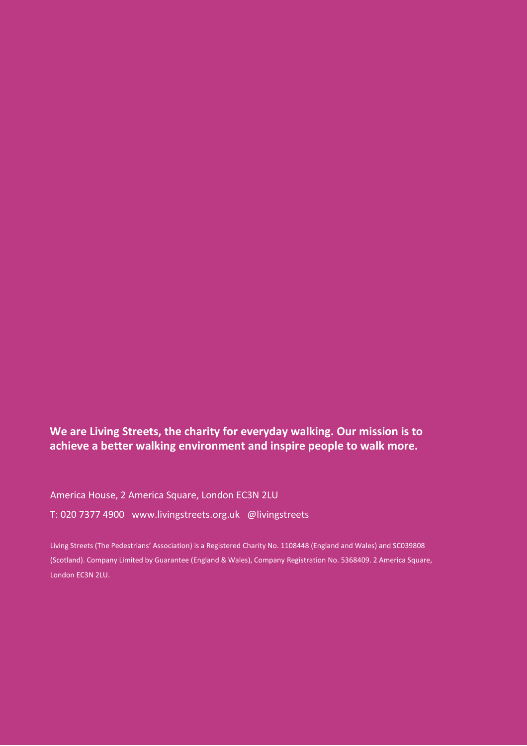**We are Living Streets, the charity for everyday walking. Our mission is to achieve a better walking environment and inspire people to walk more.**

America House, 2 America Square, London EC3N 2LU

T: 020 7377 4900   www.livingstreets.org.uk   @livingstreets

Living Streets (The Pedestrians' Association) is a Registered Charity No. 1108448 (England and Wales) and SC039808 (Scotland). Company Limited by Guarantee (England & Wales), Company Registration No. 5368409. 2 America Square, London EC3N 2LU.